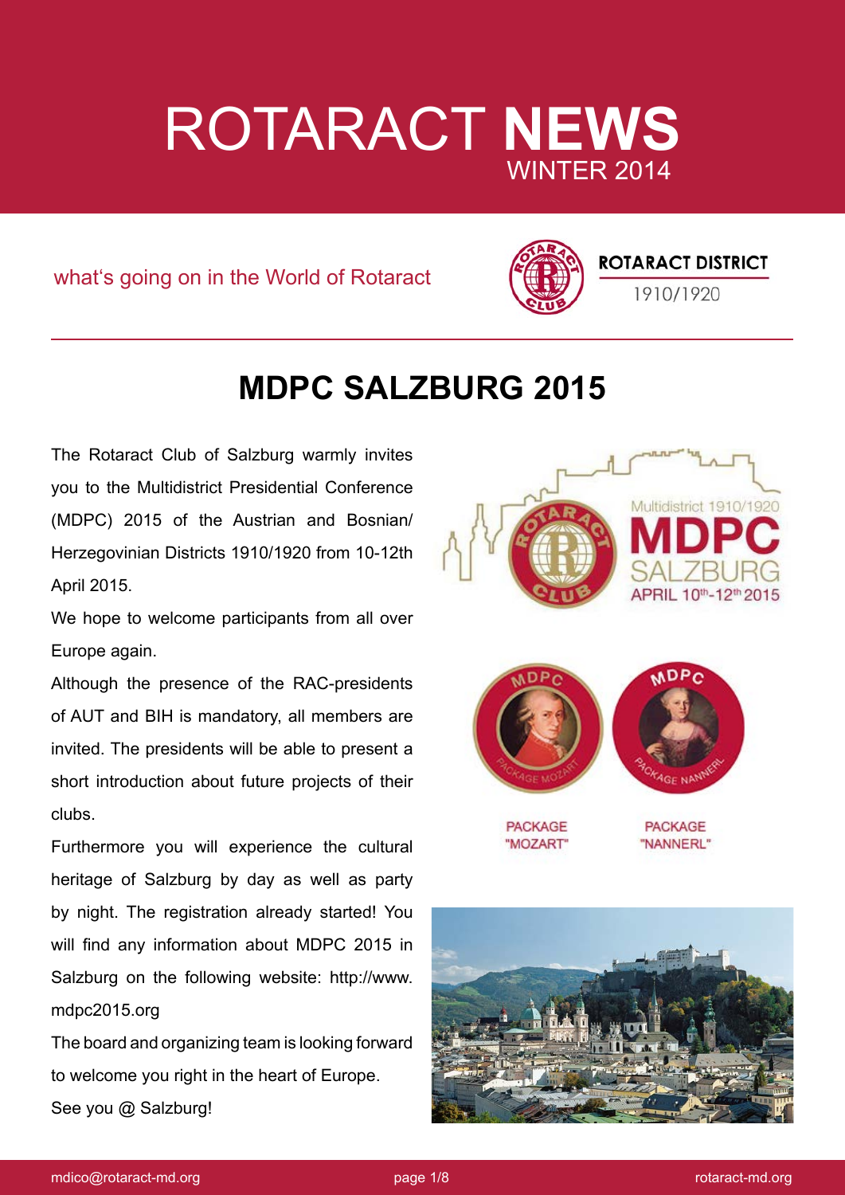# ROTARACT **NEWS**
WINTER 2014

what's going on in the World of Rotaract

ROTARACT DISTRICT
1910/1920

## MDPC SALZBURG 2015

The Rotaract Club of Salzburg warmly invites you to the Multidistrict Presidential Conference (MDPC) 2015 of the Austrian and Bosnian/Herzegovinian Districts 1910/1920 from 10-12th April 2015.

We hope to welcome participants from all over Europe again.

Although the presence of the RAC-presidents of AUT and BIH is mandatory, all members are invited. The presidents will be able to present a short introduction about future projects of their clubs.

Furthermore you will experience the cultural heritage of Salzburg by day as well as party by night. The registration already started! You will find any information about MDPC 2015 in Salzburg on the following website: http://www.mdpc2015.org

The board and organizing team is looking forward to welcome you right in the heart of Europe.

See you @ Salzburg!

Multidistrict 1910/1920
MDPC
SALZBURG
APRIL 10th-12th 2015

PACKAGE "MOZART"

PACKAGE "NANNERL"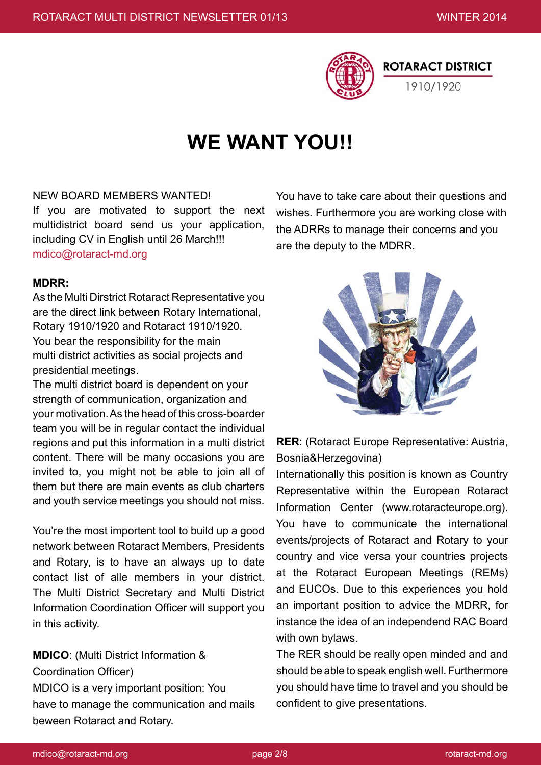# WE WANT YOU!!

NEW BOARD MEMBERS WANTED!

If you are motivated to support the next multidistrict board send us your application, including CV in English until 26 March!!!
mdico@rotaract-md.org

**MDRR:**

As the Multi Dirstrict Rotaract Representative you are the direct link between Rotary International, Rotary 1910/1920 and Rotaract 1910/1920. You bear the responsibility for the main multi district activities as social projects and presidential meetings.

The multi district board is dependent on your strength of communication, organization and your motivation. As the head of this cross-boarder team you will be in regular contact the individual regions and put this information in a multi district content. There will be many occasions you are invited to, you might not be able to join all of them but there are main events as club charters and youth service meetings you should not miss.

You're the most importent tool to build up a good network between Rotaract Members, Presidents and Rotary, is to have an always up to date contact list of alle members in your district. The Multi District Secretary and Multi District Information Coordination Officer will support you in this activity.

**MDICO**: (Multi District Information & Coordination Officer)

MDICO is a very important position: You have to manage the communication and mails beween Rotaract and Rotary. You have to take care about their questions and wishes. Furthermore you are working close with the ADRRs to manage their concerns and you are the deputy to the MDRR.

**RER**: (Rotaract Europe Representative: Austria, Bosnia&Herzegovina)

Internationally this position is known as Country Representative within the European Rotaract Information Center (www.rotaracteurope.org). You have to communicate the international events/projects of Rotaract and Rotary to your country and vice versa your countries projects at the Rotaract European Meetings (REMs) and EUCOs. Due to this experiences you hold an important position to advice the MDRR, for instance the idea of an independend RAC Board with own bylaws.

The RER should be really open minded and and should be able to speak english well. Furthermore you should have time to travel and you should be confident to give presentations.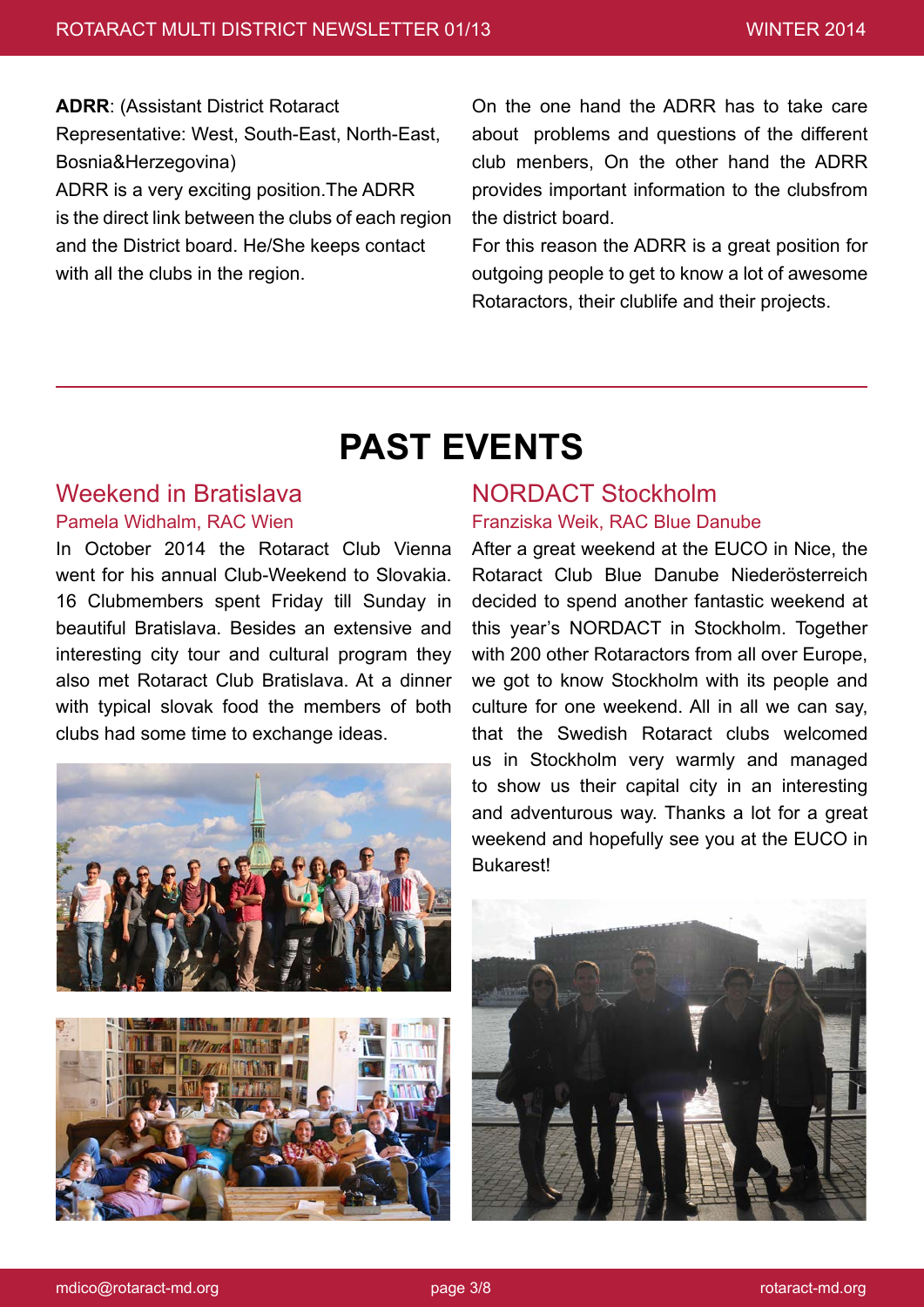**ADRR**: (Assistant District Rotaract Representative: West, South-East, North-East, Bosnia&Herzegovina)

ADRR is a very exciting position.The ADRR is the direct link between the clubs of each region and the District board. He/She keeps contact with all the clubs in the region.

On the one hand the ADRR has to take care about problems and questions of the different club menbers, On the other hand the ADRR provides important information to the clubsfrom the district board.

For this reason the ADRR is a great position for outgoing people to get to know a lot of awesome Rotaractors, their clublife and their projects.

---

# PAST EVENTS

## Weekend in Bratislava

### Pamela Widhalm, RAC Wien

In October 2014 the Rotaract Club Vienna went for his annual Club-Weekend to Slovakia. 16 Clubmembers spent Friday till Sunday in beautiful Bratislava. Besides an extensive and interesting city tour and cultural program they also met Rotaract Club Bratislava. At a dinner with typical slovak food the members of both clubs had some time to exchange ideas.

## NORDACT Stockholm

### Franziska Weik, RAC Blue Danube

After a great weekend at the EUCO in Nice, the Rotaract Club Blue Danube Niederösterreich decided to spend another fantastic weekend at this year's NORDACT in Stockholm. Together with 200 other Rotaractors from all over Europe, we got to know Stockholm with its people and culture for one weekend. All in all we can say, that the Swedish Rotaract clubs welcomed us in Stockholm very warmly and managed to show us their capital city in an interesting and adventurous way. Thanks a lot for a great weekend and hopefully see you at the EUCO in Bukarest!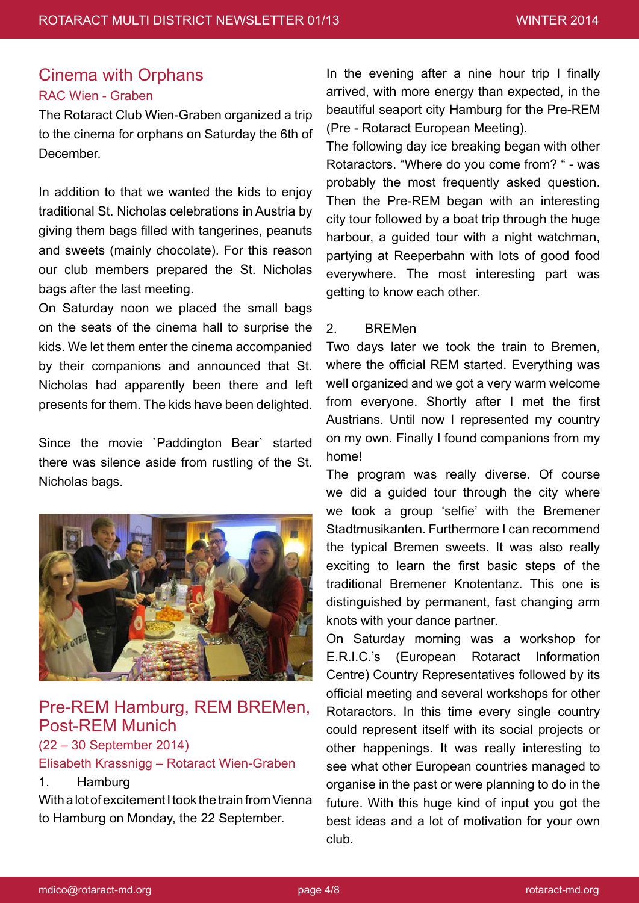## Cinema with Orphans

### RAC Wien - Graben

The Rotaract Club Wien-Graben organized a trip to the cinema for orphans on Saturday the 6th of December.

In addition to that we wanted the kids to enjoy traditional St. Nicholas celebrations in Austria by giving them bags filled with tangerines, peanuts and sweets (mainly chocolate). For this reason our club members prepared the St. Nicholas bags after the last meeting.

On Saturday noon we placed the small bags on the seats of the cinema hall to surprise the kids. We let them enter the cinema accompanied by their companions and announced that St. Nicholas had apparently been there and left presents for them. The kids have been delighted.

Since the movie `Paddington Bear` started there was silence aside from rustling of the St. Nicholas bags.

## Pre-REM Hamburg, REM BREMen, Post-REM Munich

### (22 – 30 September 2014)

### Elisabeth Krassnigg – Rotaract Wien-Graben

1. Hamburg

With a lot of excitement I took the train from Vienna to Hamburg on Monday, the 22 September.

In the evening after a nine hour trip I finally arrived, with more energy than expected, in the beautiful seaport city Hamburg for the Pre-REM (Pre - Rotaract European Meeting).

The following day ice breaking began with other Rotaractors. "Where do you come from? " - was probably the most frequently asked question. Then the Pre-REM began with an interesting city tour followed by a boat trip through the huge harbour, a guided tour with a night watchman, partying at Reeperbahn with lots of good food everywhere. The most interesting part was getting to know each other.

2. BREMen

Two days later we took the train to Bremen, where the official REM started. Everything was well organized and we got a very warm welcome from everyone. Shortly after I met the first Austrians. Until now I represented my country on my own. Finally I found companions from my home!

The program was really diverse. Of course we did a guided tour through the city where we took a group 'selfie' with the Bremener Stadtmusikanten. Furthermore I can recommend the typical Bremen sweets. It was also really exciting to learn the first basic steps of the traditional Bremener Knotentanz. This one is distinguished by permanent, fast changing arm knots with your dance partner.

On Saturday morning was a workshop for E.R.I.C.'s (European Rotaract Information Centre) Country Representatives followed by its official meeting and several workshops for other Rotaractors. In this time every single country could represent itself with its social projects or other happenings. It was really interesting to see what other European countries managed to organise in the past or were planning to do in the future. With this huge kind of input you got the best ideas and a lot of motivation for your own club.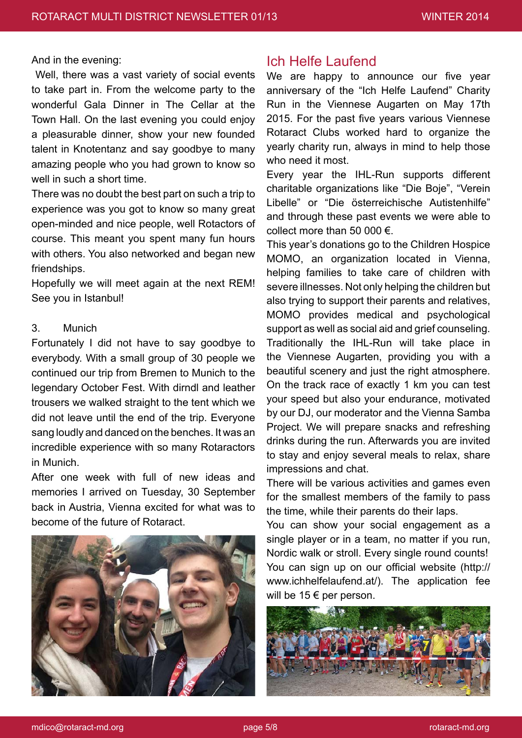And in the evening:

Well, there was a vast variety of social events to take part in. From the welcome party to the wonderful Gala Dinner in The Cellar at the Town Hall. On the last evening you could enjoy a pleasurable dinner, show your new founded talent in Knotentanz and say goodbye to many amazing people who you had grown to know so well in such a short time.

There was no doubt the best part on such a trip to experience was you got to know so many great open-minded and nice people, well Rotactors of course. This meant you spent many fun hours with others. You also networked and began new friendships.

Hopefully we will meet again at the next REM! See you in Istanbul!

3. Munich

Fortunately I did not have to say goodbye to everybody. With a small group of 30 people we continued our trip from Bremen to Munich to the legendary October Fest. With dirndl and leather trousers we walked straight to the tent which we did not leave until the end of the trip. Everyone sang loudly and danced on the benches. It was an incredible experience with so many Rotaractors in Munich.

After one week with full of new ideas and memories I arrived on Tuesday, 30 September back in Austria, Vienna excited for what was to become of the future of Rotaract.

## Ich Helfe Laufend

We are happy to announce our five year anniversary of the "Ich Helfe Laufend" Charity Run in the Viennese Augarten on May 17th 2015. For the past five years various Viennese Rotaract Clubs worked hard to organize the yearly charity run, always in mind to help those who need it most.

Every year the IHL-Run supports different charitable organizations like "Die Boje", "Verein Libelle" or "Die österreichische Autistenhilfe" and through these past events we were able to collect more than 50 000 €.

This year's donations go to the Children Hospice MOMO, an organization located in Vienna, helping families to take care of children with severe illnesses. Not only helping the children but also trying to support their parents and relatives, MOMO provides medical and psychological support as well as social aid and grief counseling.

Traditionally the IHL-Run will take place in the Viennese Augarten, providing you with a beautiful scenery and just the right atmosphere. On the track race of exactly 1 km you can test your speed but also your endurance, motivated by our DJ, our moderator and the Vienna Samba Project. We will prepare snacks and refreshing drinks during the run. Afterwards you are invited to stay and enjoy several meals to relax, share impressions and chat.

There will be various activities and games even for the smallest members of the family to pass the time, while their parents do their laps.

You can show your social engagement as a single player or in a team, no matter if you run, Nordic walk or stroll. Every single round counts! You can sign up on our official website (http://www.ichhelfelaufend.at/). The application fee will be 15 € per person.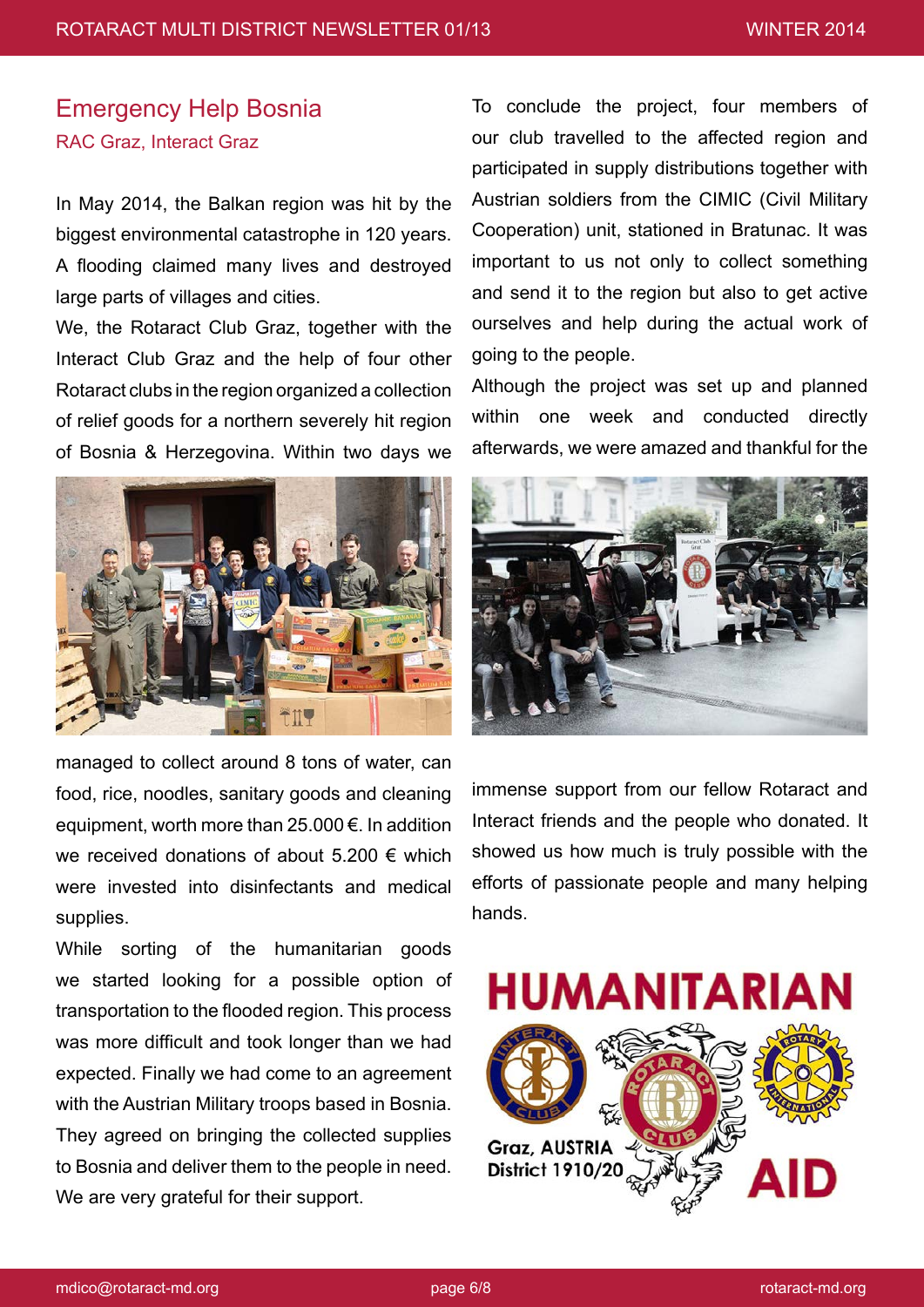## Emergency Help Bosnia

RAC Graz, Interact Graz

In May 2014, the Balkan region was hit by the biggest environmental catastrophe in 120 years. A flooding claimed many lives and destroyed large parts of villages and cities.

We, the Rotaract Club Graz, together with the Interact Club Graz and the help of four other Rotaract clubs in the region organized a collection of relief goods for a northern severely hit region of Bosnia & Herzegovina. Within two days we managed to collect around 8 tons of water, can food, rice, noodles, sanitary goods and cleaning equipment, worth more than 25.000 €. In addition we received donations of about 5.200 € which were invested into disinfectants and medical supplies.

While sorting of the humanitarian goods we started looking for a possible option of transportation to the flooded region. This process was more difficult and took longer than we had expected. Finally we had come to an agreement with the Austrian Military troops based in Bosnia. They agreed on bringing the collected supplies to Bosnia and deliver them to the people in need. We are very grateful for their support.

To conclude the project, four members of our club travelled to the affected region and participated in supply distributions together with Austrian soldiers from the CIMIC (Civil Military Cooperation) unit, stationed in Bratunac. It was important to us not only to collect something and send it to the region but also to get active ourselves and help during the actual work of going to the people.

Although the project was set up and planned within one week and conducted directly afterwards, we were amazed and thankful for the immense support from our fellow Rotaract and Interact friends and the people who donated. It showed us how much is truly possible with the efforts of passionate people and many helping hands.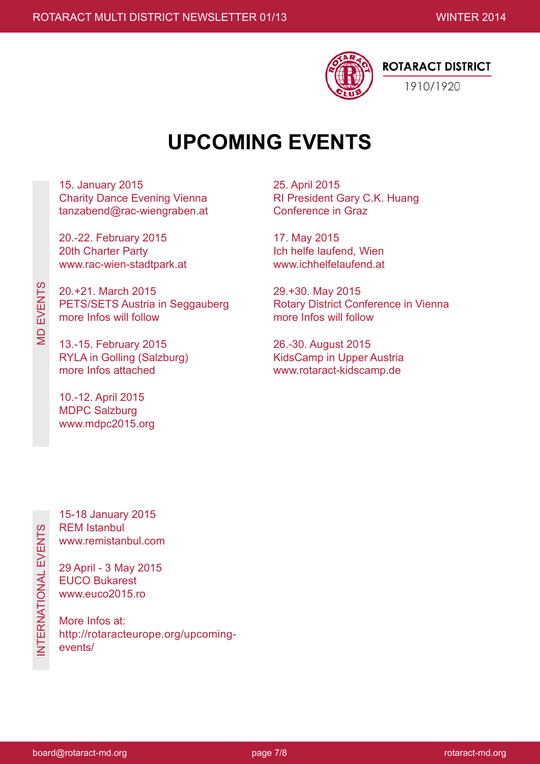ROTARACT DISTRICT
1910/1920

# UPCOMING EVENTS

## MD EVENTS

15. January 2015
Charity Dance Evening Vienna
tanzabend@rac-wiengraben.at

20.-22. February 2015
20th Charter Party
www.rac-wien-stadtpark.at

20.+21. March 2015
PETS/SETS Austria in Seggauberg
more Infos will follow

13.-15. February 2015
RYLA in Golling (Salzburg)
more Infos attached

10.-12. April 2015
MDPC Salzburg
www.mdpc2015.org

25. April 2015
RI President Gary C.K. Huang
Conference in Graz

17. May 2015
Ich helfe laufend, Wien
www.ichhelfelaufend.at

29.+30. May 2015
Rotary District Conference in Vienna
more Infos will follow

26.-30. August 2015
KidsCamp in Upper Austria
www.rotaract-kidscamp.de

## INTERNATIONAL EVENTS

15-18 January 2015
REM Istanbul
www.remistanbul.com

29 April - 3 May 2015
EUCO Bukarest
www.euco2015.ro

More Infos at:
http://rotaracteurope.org/upcoming-events/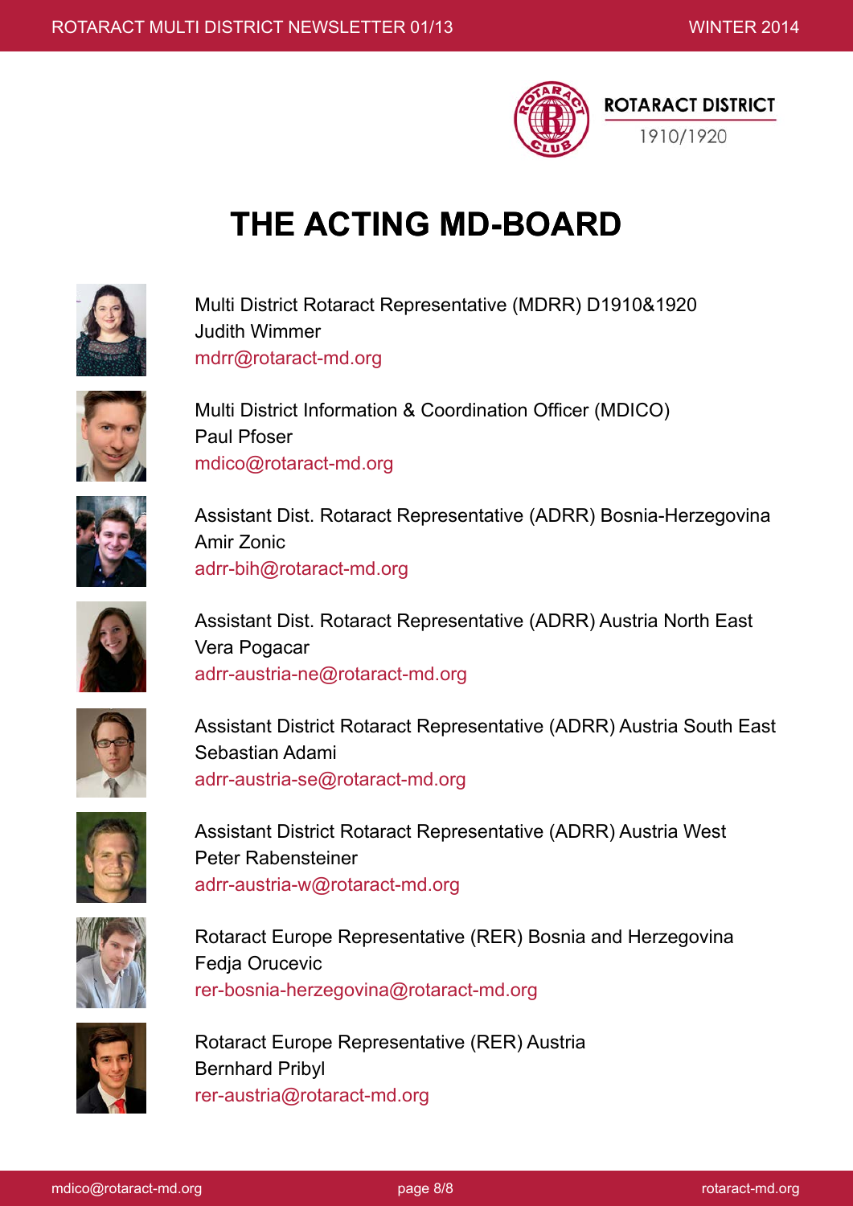ROTARACT DISTRICT
1910/1920

# THE ACTING MD-BOARD

Multi District Rotaract Representative (MDRR) D1910&1920
Judith Wimmer
mdrr@rotaract-md.org

Multi District Information & Coordination Officer (MDICO)
Paul Pfoser
mdico@rotaract-md.org

Assistant Dist. Rotaract Representative (ADRR) Bosnia-Herzegovina
Amir Zonic
adrr-bih@rotaract-md.org

Assistant Dist. Rotaract Representative (ADRR) Austria North East
Vera Pogacar
adrr-austria-ne@rotaract-md.org

Assistant District Rotaract Representative (ADRR) Austria South East
Sebastian Adami
adrr-austria-se@rotaract-md.org

Assistant District Rotaract Representative (ADRR) Austria West
Peter Rabensteiner
adrr-austria-w@rotaract-md.org

Rotaract Europe Representative (RER) Bosnia and Herzegovina
Fedja Orucevic
rer-bosnia-herzegovina@rotaract-md.org

Rotaract Europe Representative (RER) Austria
Bernhard Pribyl
rer-austria@rotaract-md.org